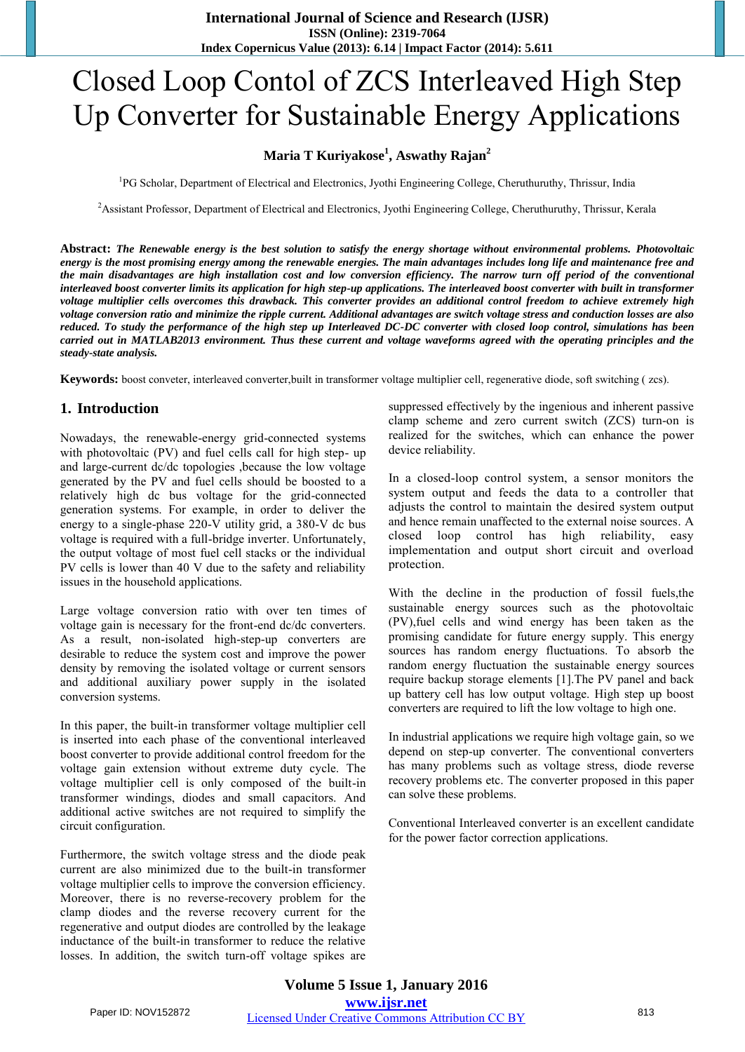# Closed Loop Contol of ZCS Interleaved High Step Up Converter for Sustainable Energy Applications

**Maria T Kuriyakose[1], Aswathy Rajan[2]**

[1]PG Scholar, Department of Electrical and Electronics, Jyothi Engineering College, Cheruthuruthy, Thrissur, India

[2]Assistant Professor, Department of Electrical and Electronics, Jyothi Engineering College, Cheruthuruthy, Thrissur, Kerala

**Abstract:** ***The Renewable energy is the best solution to satisfy the energy shortage without environmental problems. Photovoltaic energy is the most promising energy among the renewable energies. The main advantages includes long life and maintenance free and the main disadvantages are high installation cost and low conversion efficiency. The narrow turn off period of the conventional interleaved boost converter limits its application for high step-up applications. The interleaved boost converter with built in transformer voltage multiplier cells overcomes this drawback. This converter provides an additional control freedom to achieve extremely high voltage conversion ratio and minimize the ripple current. Additional advantages are switch voltage stress and conduction losses are also reduced. To study the performance of the high step up Interleaved DC-DC converter with closed loop control, simulations has been carried out in MATLAB2013 environment. Thus these current and voltage waveforms agreed with the operating principles and the steady-state analysis.***

**Keywords:** boost conveter, interleaved converter,built in transformer voltage multiplier cell, regenerative diode, soft switching ( zcs).

## 1. Introduction

Nowadays, the renewable-energy grid-connected systems with photovoltaic (PV) and fuel cells call for high step- up and large-current dc/dc topologies ,because the low voltage generated by the PV and fuel cells should be boosted to a relatively high dc bus voltage for the grid-connected generation systems. For example, in order to deliver the energy to a single-phase 220-V utility grid, a 380-V dc bus voltage is required with a full-bridge inverter. Unfortunately, the output voltage of most fuel cell stacks or the individual PV cells is lower than 40 V due to the safety and reliability issues in the household applications.

Large voltage conversion ratio with over ten times of voltage gain is necessary for the front-end dc/dc converters. As a result, non-isolated high-step-up converters are desirable to reduce the system cost and improve the power density by removing the isolated voltage or current sensors and additional auxiliary power supply in the isolated conversion systems.

In this paper, the built-in transformer voltage multiplier cell is inserted into each phase of the conventional interleaved boost converter to provide additional control freedom for the voltage gain extension without extreme duty cycle. The voltage multiplier cell is only composed of the built-in transformer windings, diodes and small capacitors. And additional active switches are not required to simplify the circuit configuration.

Furthermore, the switch voltage stress and the diode peak current are also minimized due to the built-in transformer voltage multiplier cells to improve the conversion efficiency. Moreover, there is no reverse-recovery problem for the clamp diodes and the reverse recovery current for the regenerative and output diodes are controlled by the leakage inductance of the built-in transformer to reduce the relative losses. In addition, the switch turn-off voltage spikes are suppressed effectively by the ingenious and inherent passive clamp scheme and zero current switch (ZCS) turn-on is realized for the switches, which can enhance the power device reliability.

In a closed-loop control system, a sensor monitors the system output and feeds the data to a controller that adjusts the control to maintain the desired system output and hence remain unaffected to the external noise sources. A closed loop control has high reliability, easy implementation and output short circuit and overload protection.

With the decline in the production of fossil fuels,the sustainable energy sources such as the photovoltaic (PV),fuel cells and wind energy has been taken as the promising candidate for future energy supply. This energy sources has random energy fluctuations. To absorb the random energy fluctuation the sustainable energy sources require backup storage elements [1].The PV panel and back up battery cell has low output voltage. High step up boost converters are required to lift the low voltage to high one.

In industrial applications we require high voltage gain, so we depend on step-up converter. The conventional converters has many problems such as voltage stress, diode reverse recovery problems etc. The converter proposed in this paper can solve these problems.

Conventional Interleaved converter is an excellent candidate for the power factor correction applications.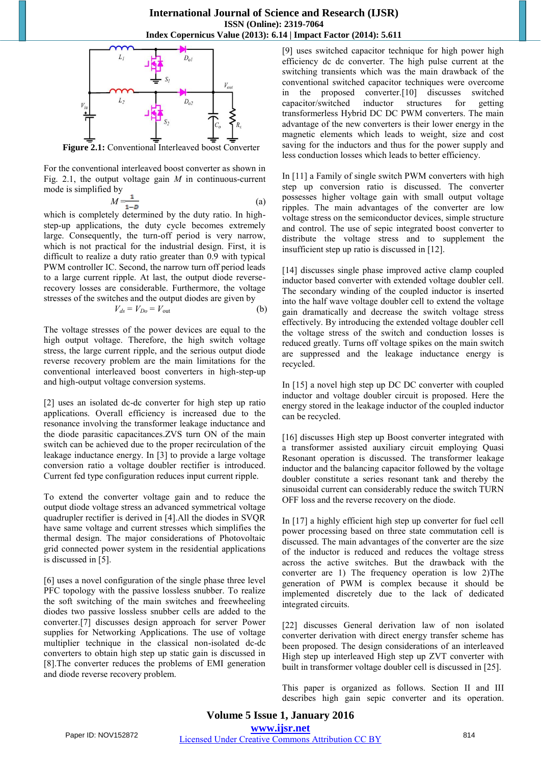**Figure 2.1:** Conventional Interleaved boost Converter

For the conventional interleaved boost converter as shown in Fig. 2.1, the output voltage gain $M$ in continuous-current mode is simplified by

$$M = \frac{1}{1-D} \quad \text{(a)}$$

which is completely determined by the duty ratio. In high-step-up applications, the duty cycle becomes extremely large. Consequently, the turn-off period is very narrow, which is not practical for the industrial design. First, it is difficult to realize a duty ratio greater than 0.9 with typical PWM controller IC. Second, the narrow turn off period leads to a large current ripple. At last, the output diode reverse-recovery losses are considerable. Furthermore, the voltage stresses of the switches and the output diodes are given by

$$V_{ds} = V_{Do} = V_{out} \quad \text{(b)}$$

The voltage stresses of the power devices are equal to the high output voltage. Therefore, the high switch voltage stress, the large current ripple, and the serious output diode reverse recovery problem are the main limitations for the conventional interleaved boost converters in high-step-up and high-output voltage conversion systems.

[2] uses an isolated dc-dc converter for high step up ratio applications. Overall efficiency is increased due to the resonance involving the transformer leakage inductance and the diode parasitic capacitances.ZVS turn ON of the main switch can be achieved due to the proper recirculation of the leakage inductance energy. In [3] to provide a large voltage conversion ratio a voltage doubler rectifier is introduced. Current fed type configuration reduces input current ripple.

To extend the converter voltage gain and to reduce the output diode voltage stress an advanced symmetrical voltage quadrupler rectifier is derived in [4].All the diodes in SVQR have same voltage and current stresses which simplifies the thermal design. The major considerations of Photovoltaic grid connected power system in the residential applications is discussed in [5].

[6] uses a novel configuration of the single phase three level PFC topology with the passive lossless snubber. To realize the soft switching of the main switches and freewheeling diodes two passive lossless snubber cells are added to the converter.[7] discusses design approach for server Power supplies for Networking Applications. The use of voltage multiplier technique in the classical non-isolated dc-dc converters to obtain high step up static gain is discussed in [8].The converter reduces the problems of EMI generation and diode reverse recovery problem.

[9] uses switched capacitor technique for high power high efficiency dc dc converter. The high pulse current at the switching transients which was the main drawback of the conventional switched capacitor techniques were overcome in the proposed converter.[10] discusses switched capacitor/switched inductor structures for getting transformerless Hybrid DC DC PWM converters. The main advantage of the new converters is their lower energy in the magnetic elements which leads to weight, size and cost saving for the inductors and thus for the power supply and less conduction losses which leads to better efficiency.

In [11] a Family of single switch PWM converters with high step up conversion ratio is discussed. The converter possesses higher voltage gain with small output voltage ripples. The main advantages of the converter are low voltage stress on the semiconductor devices, simple structure and control. The use of sepic integrated boost converter to distribute the voltage stress and to supplement the insufficient step up ratio is discussed in [12].

[14] discusses single phase improved active clamp coupled inductor based converter with extended voltage doubler cell. The secondary winding of the coupled inductor is inserted into the half wave voltage doubler cell to extend the voltage gain dramatically and decrease the switch voltage stress effectively. By introducing the extended voltage doubler cell the voltage stress of the switch and conduction losses is reduced greatly. Turns off voltage spikes on the main switch are suppressed and the leakage inductance energy is recycled.

In [15] a novel high step up DC DC converter with coupled inductor and voltage doubler circuit is proposed. Here the energy stored in the leakage inductor of the coupled inductor can be recycled.

[16] discusses High step up Boost converter integrated with a transformer assisted auxiliary circuit employing Quasi Resonant operation is discussed. The transformer leakage inductor and the balancing capacitor followed by the voltage doubler constitute a series resonant tank and thereby the sinusoidal current can considerably reduce the switch TURN OFF loss and the reverse recovery on the diode.

In [17] a highly efficient high step up converter for fuel cell power processing based on three state commutation cell is discussed. The main advantages of the converter are the size of the inductor is reduced and reduces the voltage stress across the active switches. But the drawback with the converter are 1) The frequency operation is low 2)The generation of PWM is complex because it should be implemented discretely due to the lack of dedicated integrated circuits.

[22] discusses General derivation law of non isolated converter derivation with direct energy transfer scheme has been proposed. The design considerations of an interleaved High step up interleaved High step up ZVT converter with built in transformer voltage doubler cell is discussed in [25].

This paper is organized as follows. Section II and III describes high gain sepic converter and its operation.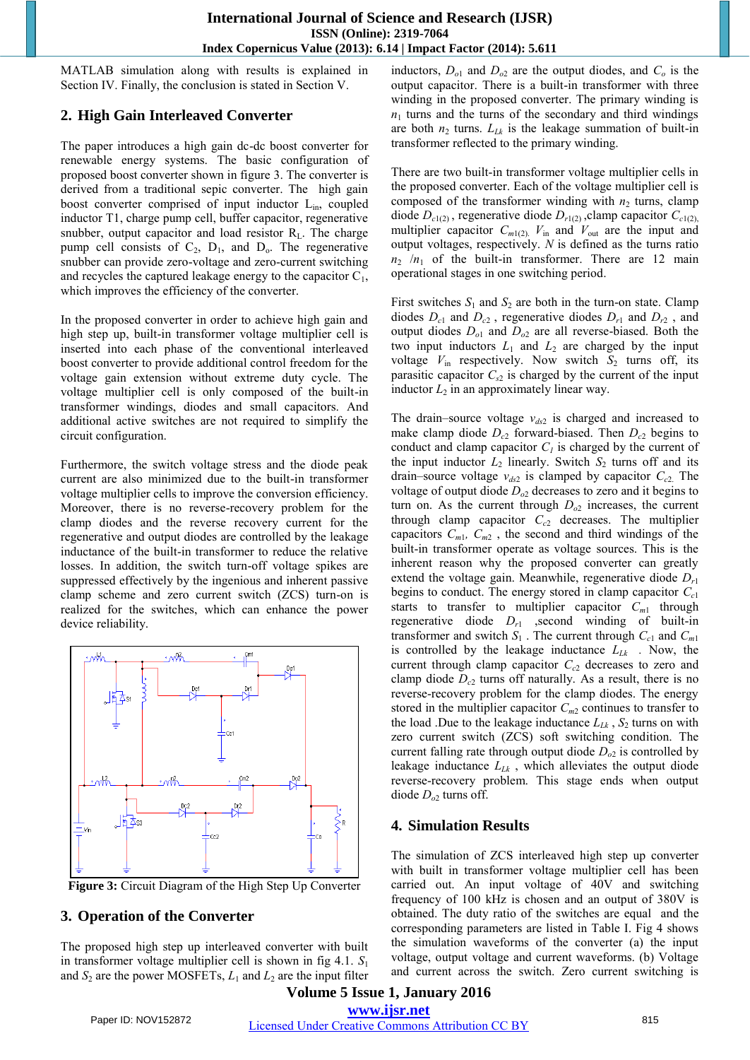MATLAB simulation along with results is explained in Section IV. Finally, the conclusion is stated in Section V.

## 2. High Gain Interleaved Converter

The paper introduces a high gain dc-dc boost converter for renewable energy systems. The basic configuration of proposed boost converter shown in figure 3. The converter is derived from a traditional sepic converter. The high gain boost converter comprised of input inductor $L_{in}$, coupled inductor T1, charge pump cell, buffer capacitor, regenerative snubber, output capacitor and load resistor $R_L$. The charge pump cell consists of $C_2$, $D_1$, and $D_o$. The regenerative snubber can provide zero-voltage and zero-current switching and recycles the captured leakage energy to the capacitor $C_1$, which improves the efficiency of the converter.

In the proposed converter in order to achieve high gain and high step up, built-in transformer voltage multiplier cell is inserted into each phase of the conventional interleaved boost converter to provide additional control freedom for the voltage gain extension without extreme duty cycle. The voltage multiplier cell is only composed of the built-in transformer windings, diodes and small capacitors. And additional active switches are not required to simplify the circuit configuration.

Furthermore, the switch voltage stress and the diode peak current are also minimized due to the built-in transformer voltage multiplier cells to improve the conversion efficiency. Moreover, there is no reverse-recovery problem for the clamp diodes and the reverse recovery current for the regenerative and output diodes are controlled by the leakage inductance of the built-in transformer to reduce the relative losses. In addition, the switch turn-off voltage spikes are suppressed effectively by the ingenious and inherent passive clamp scheme and zero current switch (ZCS) turn-on is realized for the switches, which can enhance the power device reliability.

**Figure 3:** Circuit Diagram of the High Step Up Converter

## 3. Operation of the Converter

The proposed high step up interleaved converter with built in transformer voltage multiplier cell is shown in fig 4.1. $S_1$ and $S_2$ are the power MOSFETs, $L_1$ and $L_2$ are the input filter inductors, $D_{o1}$ and $D_{o2}$ are the output diodes, and $C_o$ is the output capacitor. There is a built-in transformer with three winding in the proposed converter. The primary winding is $n_1$ turns and the turns of the secondary and third windings are both $n_2$ turns. $L_{Lk}$ is the leakage summation of built-in transformer reflected to the primary winding.

There are two built-in transformer voltage multiplier cells in the proposed converter. Each of the voltage multiplier cell is composed of the transformer winding with $n_2$ turns, clamp diode $D_{c1(2)}$, regenerative diode $D_{r1(2)}$, clamp capacitor $C_{c1(2)}$, multiplier capacitor $C_{m1(2)}$. $V_{in}$ and $V_{out}$ are the input and output voltages, respectively. $N$ is defined as the turns ratio $n_2$ / $n_1$ of the built-in transformer. There are 12 main operational stages in one switching period.

First switches $S_1$ and $S_2$ are both in the turn-on state. Clamp diodes $D_{c1}$ and $D_{c2}$ , regenerative diodes $D_{r1}$ and $D_{r2}$ , and output diodes $D_{o1}$ and $D_{o2}$ are all reverse-biased. Both the two input inductors $L_1$ and $L_2$ are charged by the input voltage $V_{in}$ respectively. Now switch $S_2$ turns off, its parasitic capacitor $C_{s2}$ is charged by the current of the input inductor $L_2$ in an approximately linear way.

The drain–source voltage $v_{ds2}$ is charged and increased to make clamp diode $D_{c2}$ forward-biased. Then $D_{c2}$ begins to conduct and clamp capacitor $C_l$ is charged by the current of the input inductor $L_2$ linearly. Switch $S_2$ turns off and its drain–source voltage $v_{ds2}$ is clamped by capacitor $C_{c2}$. The voltage of output diode $D_{o2}$ decreases to zero and it begins to turn on. As the current through $D_{o2}$ increases, the current through clamp capacitor $C_{c2}$ decreases. The multiplier capacitors $C_{m1}$, $C_{m2}$ , the second and third windings of the built-in transformer operate as voltage sources. This is the inherent reason why the proposed converter can greatly extend the voltage gain. Meanwhile, regenerative diode $D_{r1}$ begins to conduct. The energy stored in clamp capacitor $C_{c1}$ starts to transfer to multiplier capacitor $C_{m1}$ through regenerative diode $D_{r1}$ ,second winding of built-in transformer and switch $S_1$ . The current through $C_{c1}$ and $C_{m1}$ is controlled by the leakage inductance $L_{Lk}$ . Now, the current through clamp capacitor $C_{c2}$ decreases to zero and clamp diode $D_{c2}$ turns off naturally. As a result, there is no reverse-recovery problem for the clamp diodes. The energy stored in the multiplier capacitor $C_{m2}$ continues to transfer to the load .Due to the leakage inductance $L_{Lk}$ , $S_2$ turns on with zero current switch (ZCS) soft switching condition. The current falling rate through output diode $D_{o2}$ is controlled by leakage inductance $L_{Lk}$ , which alleviates the output diode reverse-recovery problem. This stage ends when output diode $D_{o2}$ turns off.

## 4. Simulation Results

The simulation of ZCS interleaved high step up converter with built in transformer voltage multiplier cell has been carried out. An input voltage of 40V and switching frequency of 100 kHz is chosen and an output of 380V is obtained. The duty ratio of the switches are equal and the corresponding parameters are listed in Table I. Fig 4 shows the simulation waveforms of the converter (a) the input voltage, output voltage and current waveforms. (b) Voltage and current across the switch. Zero current switching is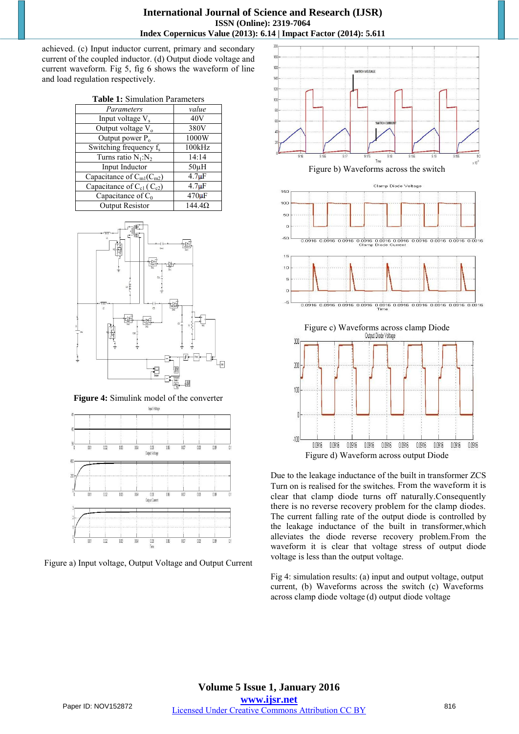achieved. (c) Input inductor current, primary and secondary current of the coupled inductor. (d) Output diode voltage and current waveform. Fig 5, fig 6 shows the waveform of line and load regulation respectively.

**Table 1:** Simulation Parameters

| *Parameters* | *value* |
|---|---|
| Input voltage $V_s$ | 40V |
| Output voltage $V_o$ | 380V |
| Output power $P_o$ | 1000W |
| Switching frequency $f_s$ | 100kHz |
| Turns ratio $N_1$:$N_2$ | 14:14 |
| Input Inductor | 50μH |
| Capacitance of $C_{m1}(C_{m2})$ | 4.7μF |
| Capacitance of $C_{c1}$ ( $C_{c2}$) | 4.7μF |
| Capacitance of $C_0$ | 470μF |
| Output Resistor | 144.4Ω |

**Figure 4:** Simulink model of the converter

Figure a) Input voltage, Output Voltage and Output Current

Figure b) Waveforms across the switch

Figure c) Waveforms across clamp Diode

Figure d) Waveform across output Diode

Due to the leakage inductance of the built in transformer ZCS Turn on is realised for the switches. From the waveform it is clear that clamp diode turns off naturally.Consequently there is no reverse recovery problem for the clamp diodes. The current falling rate of the output diode is controlled by the leakage inductance of the built in transformer,which alleviates the diode reverse recovery problem.From the waveform it is clear that voltage stress of output diode voltage is less than the output voltage.

Fig 4: simulation results: (a) input and output voltage, output current, (b) Waveforms across the switch (c) Waveforms across clamp diode voltage (d) output diode voltage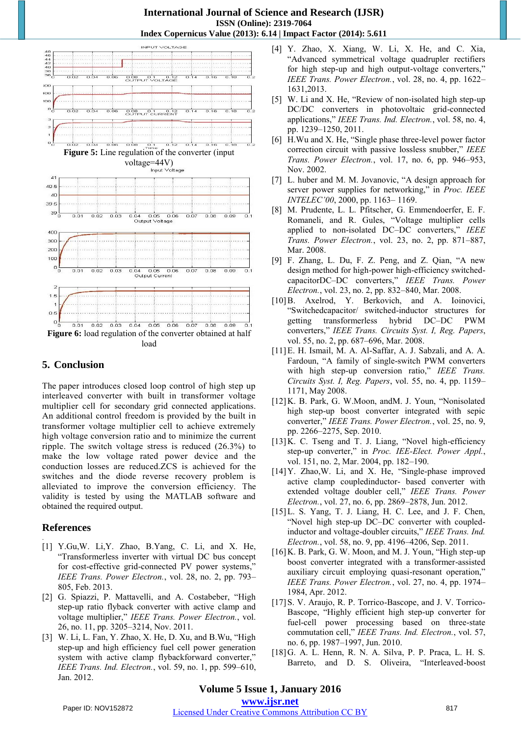Figure 5: Line regulation of the converter (input voltage=44V)

Figure 6: load regulation of the converter obtained at half load

## 5. Conclusion

The paper introduces closed loop control of high step up interleaved converter with built in transformer voltage multiplier cell for secondary grid connected applications. An additional control freedom is provided by the built in transformer voltage multiplier cell to achieve extremely high voltage conversion ratio and to minimize the current ripple. The switch voltage stress is reduced (26.3%) to make the low voltage rated power device and the conduction losses are reduced.ZCS is achieved for the switches and the diode reverse recovery problem is alleviated to improve the conversion efficiency. The validity is tested by using the MATLAB software and obtained the required output.

## References

[1] Y.Gu,W. Li,Y. Zhao, B.Yang, C. Li, and X. He, "Transformerless inverter with virtual DC bus concept for cost-effective grid-connected PV power systems," *IEEE Trans. Power Electron.*, vol. 28, no. 2, pp. 793–805, Feb. 2013.

[2] G. Spiazzi, P. Mattavelli, and A. Costabeber, "High step-up ratio flyback converter with active clamp and voltage multiplier," *IEEE Trans. Power Electron.*, vol. 26, no. 11, pp. 3205–3214, Nov. 2011.

[3] W. Li, L. Fan, Y. Zhao, X. He, D. Xu, and B.Wu, "High step-up and high efficiency fuel cell power generation system with active clamp flybackforward converter," *IEEE Trans. Ind. Electron.*, vol. 59, no. 1, pp. 599–610, Jan. 2012.

[4] Y. Zhao, X. Xiang, W. Li, X. He, and C. Xia, "Advanced symmetrical voltage quadrupler rectifiers for high step-up and high output-voltage converters," *IEEE Trans. Power Electron.*, vol. 28, no. 4, pp. 1622–1631,2013.

[5] W. Li and X. He, "Review of non-isolated high step-up DC/DC converters in photovoltaic grid-connected applications," *IEEE Trans. Ind. Electron.*, vol. 58, no. 4, pp. 1239–1250, 2011.

[6] H.Wu and X. He, "Single phase three-level power factor correction circuit with passive lossless snubber," *IEEE Trans. Power Electron.*, vol. 17, no. 6, pp. 946–953, Nov. 2002.

[7] L. huber and M. M. Jovanovic, "A design approach for server power supplies for networking," in *Proc. IEEE INTELEC'00*, 2000, pp. 1163– 1169.

[8] M. Prudente, L. L. Pfitscher, G. Emmendoerfer, E. F. Romaneli, and R. Gules, "Voltage multiplier cells applied to non-isolated DC–DC converters," *IEEE Trans. Power Electron.*, vol. 23, no. 2, pp. 871–887, Mar. 2008.

[9] F. Zhang, L. Du, F. Z. Peng, and Z. Qian, "A new design method for high-power high-efficiency switched-capacitorDC–DC converters," *IEEE Trans. Power Electron.*, vol. 23, no. 2, pp. 832–840, Mar. 2008.

[10] B. Axelrod, Y. Berkovich, and A. Ioinovici, "Switchedcapacitor/ switched-inductor structures for getting transformerless hybrid DC–DC PWM converters," *IEEE Trans. Circuits Syst. I, Reg. Papers*, vol. 55, no. 2, pp. 687–696, Mar. 2008.

[11] E. H. Ismail, M. A. Al-Saffar, A. J. Sabzali, and A. A. Fardoun, "A family of single-switch PWM converters with high step-up conversion ratio," *IEEE Trans. Circuits Syst. I, Reg. Papers*, vol. 55, no. 4, pp. 1159–1171, May 2008.

[12] K. B. Park, G. W.Moon, andM. J. Youn, "Nonisolated high step-up boost converter integrated with sepic converter," *IEEE Trans. Power Electron.*, vol. 25, no. 9, pp. 2266–2275, Sep. 2010.

[13] K. C. Tseng and T. J. Liang, "Novel high-efficiency step-up converter," in *Proc. IEE-Elect. Power Appl.*, vol. 151, no. 2, Mar. 2004, pp. 182–190.

[14] Y. Zhao,W. Li, and X. He, "Single-phase improved active clamp coupledinductor- based converter with extended voltage doubler cell," *IEEE Trans. Power Electron.*, vol. 27, no. 6, pp. 2869–2878, Jun. 2012.

[15] L. S. Yang, T. J. Liang, H. C. Lee, and J. F. Chen, "Novel high step-up DC–DC converter with coupled-inductor and voltage-doubler circuits," *IEEE Trans. Ind. Electron.*, vol. 58, no. 9, pp. 4196–4206, Sep. 2011.

[16] K. B. Park, G. W. Moon, and M. J. Youn, "High step-up boost converter integrated with a transformer-assisted auxiliary circuit employing quasi-resonant operation," *IEEE Trans. Power Electron.*, vol. 27, no. 4, pp. 1974–1984, Apr. 2012.

[17] S. V. Araujo, R. P. Torrico-Bascope, and J. V. Torrico-Bascope, "Highly efficient high step-up converter for fuel-cell power processing based on three-state commutation cell," *IEEE Trans. Ind. Electron.*, vol. 57, no. 6, pp. 1987–1997, Jun. 2010.

[18] G. A. L. Henn, R. N. A. Silva, P. P. Praca, L. H. S. Barreto, and D. S. Oliveira, "Interleaved-boost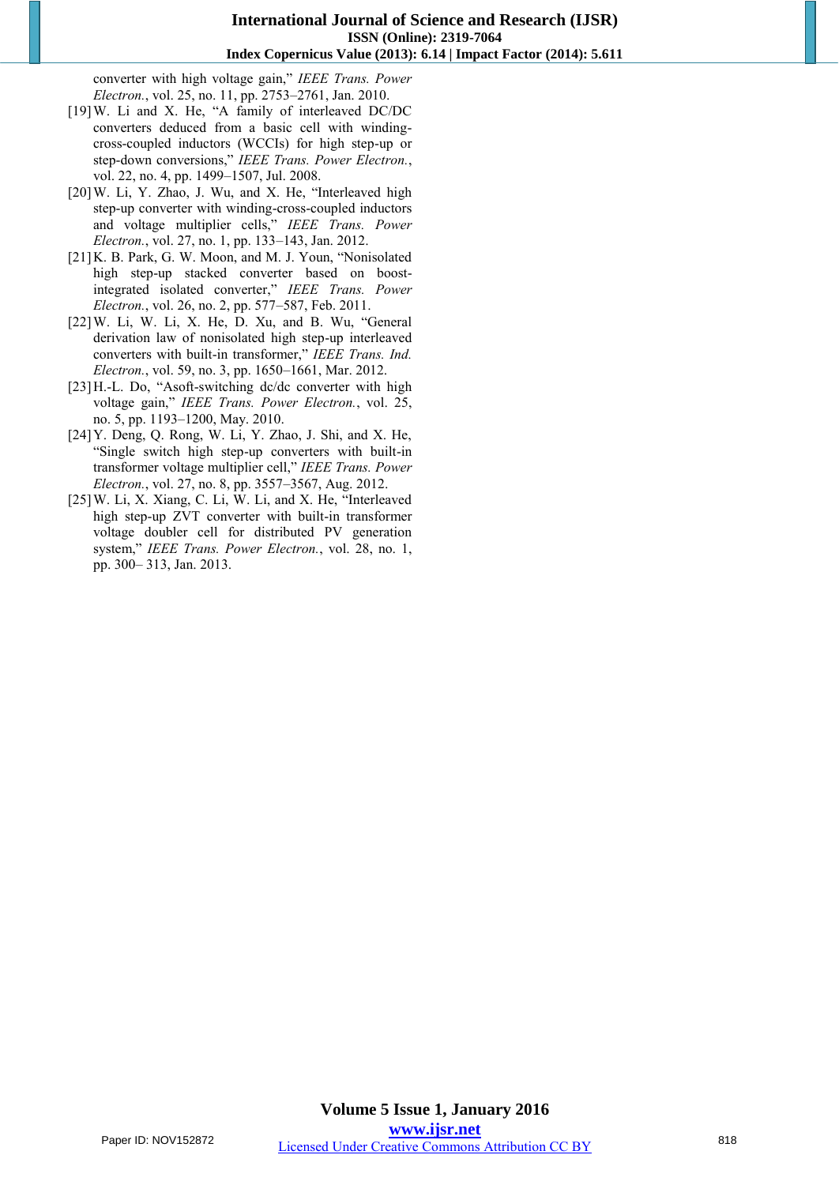converter with high voltage gain," *IEEE Trans. Power Electron.*, vol. 25, no. 11, pp. 2753–2761, Jan. 2010.

[19] W. Li and X. He, "A family of interleaved DC/DC converters deduced from a basic cell with winding-cross-coupled inductors (WCCIs) for high step-up or step-down conversions," *IEEE Trans. Power Electron.*, vol. 22, no. 4, pp. 1499–1507, Jul. 2008.

[20] W. Li, Y. Zhao, J. Wu, and X. He, "Interleaved high step-up converter with winding-cross-coupled inductors and voltage multiplier cells," *IEEE Trans. Power Electron.*, vol. 27, no. 1, pp. 133–143, Jan. 2012.

[21] K. B. Park, G. W. Moon, and M. J. Youn, "Nonisolated high step-up stacked converter based on boost-integrated isolated converter," *IEEE Trans. Power Electron.*, vol. 26, no. 2, pp. 577–587, Feb. 2011.

[22] W. Li, W. Li, X. He, D. Xu, and B. Wu, "General derivation law of nonisolated high step-up interleaved converters with built-in transformer," *IEEE Trans. Ind. Electron.*, vol. 59, no. 3, pp. 1650–1661, Mar. 2012.

[23] H.-L. Do, "Asoft-switching dc/dc converter with high voltage gain," *IEEE Trans. Power Electron.*, vol. 25, no. 5, pp. 1193–1200, May. 2010.

[24] Y. Deng, Q. Rong, W. Li, Y. Zhao, J. Shi, and X. He, "Single switch high step-up converters with built-in transformer voltage multiplier cell," *IEEE Trans. Power Electron.*, vol. 27, no. 8, pp. 3557–3567, Aug. 2012.

[25] W. Li, X. Xiang, C. Li, W. Li, and X. He, "Interleaved high step-up ZVT converter with built-in transformer voltage doubler cell for distributed PV generation system," *IEEE Trans. Power Electron.*, vol. 28, no. 1, pp. 300– 313, Jan. 2013.